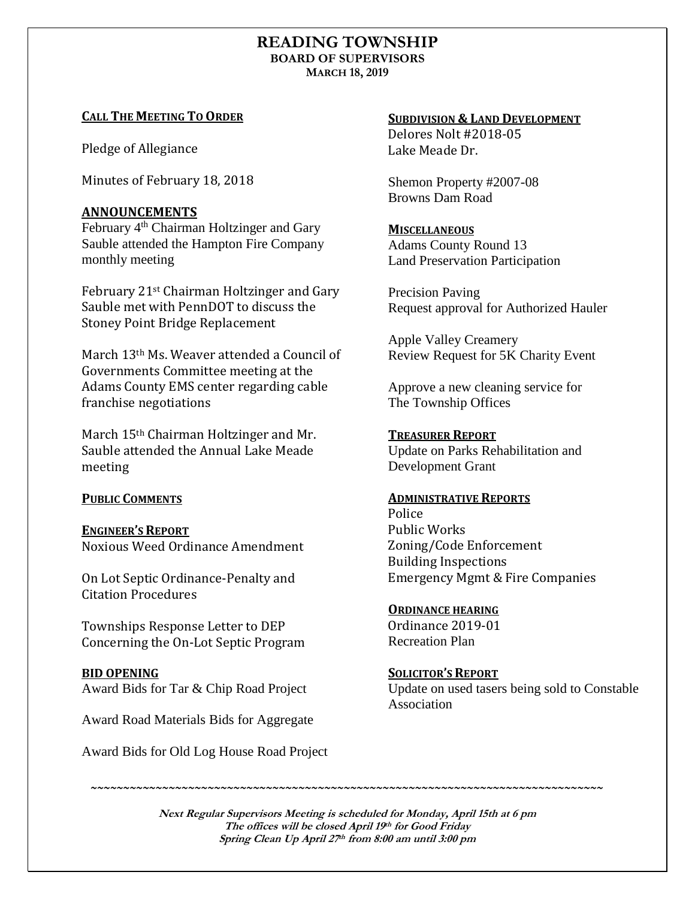# READING TOWNSHIP

**BOARD OF SUPERVISORS**

**MARCH 18, 2019**

**CALL THE MEETING TO ORDER**

Pledge of Allegiance

Minutes of February 18, 2018

## ANNOUNCEMENTS

February 4th Chairman Holtzinger and Gary Sauble attended the Hampton Fire Company monthly meeting

February 21st Chairman Holtzinger and Gary Sauble met with PennDOT to discuss the Stoney Point Bridge Replacement

March 13th Ms. Weaver attended a Council of Governments Committee meeting at the Adams County EMS center regarding cable franchise negotiations

March 15th Chairman Holtzinger and Mr. Sauble attended the Annual Lake Meade meeting

**PUBLIC COMMENTS**

**ENGINEER'S REPORT**

Noxious Weed Ordinance Amendment

On Lot Septic Ordinance-Penalty and Citation Procedures

Townships Response Letter to DEP Concerning the On-Lot Septic Program

**BID OPENING**

Award Bids for Tar & Chip Road Project

Award Road Materials Bids for Aggregate

Award Bids for Old Log House Road Project

**SUBDIVISION & LAND DEVELOPMENT**

Delores Nolt #2018-05
Lake Meade Dr.

Shemon Property #2007-08
Browns Dam Road

**MISCELLANEOUS**

Adams County Round 13
Land Preservation Participation

Precision Paving
Request approval for Authorized Hauler

Apple Valley Creamery
Review Request for 5K Charity Event

Approve a new cleaning service for
The Township Offices

**TREASURER REPORT**

Update on Parks Rehabilitation and Development Grant

**ADMINISTRATIVE REPORTS**

Police
Public Works
Zoning/Code Enforcement
Building Inspections
Emergency Mgmt & Fire Companies

**ORDINANCE HEARING**

Ordinance 2019-01
Recreation Plan

**SOLICITOR'S REPORT**

Update on used tasers being sold to Constable Association

~~~~~~~~~~~~~~~~~~~~~~~~~~~~~~~~~~~~~~~~~~~~~~~~~~~~~~~~~~~~~~~~~~~~~~~~~~~~~~~~

***Next Regular Supervisors Meeting is scheduled for Monday, April 15th at 6 pm***
***The offices will be closed April 19th for Good Friday***
***Spring Clean Up April 27th from 8:00 am until 3:00 pm***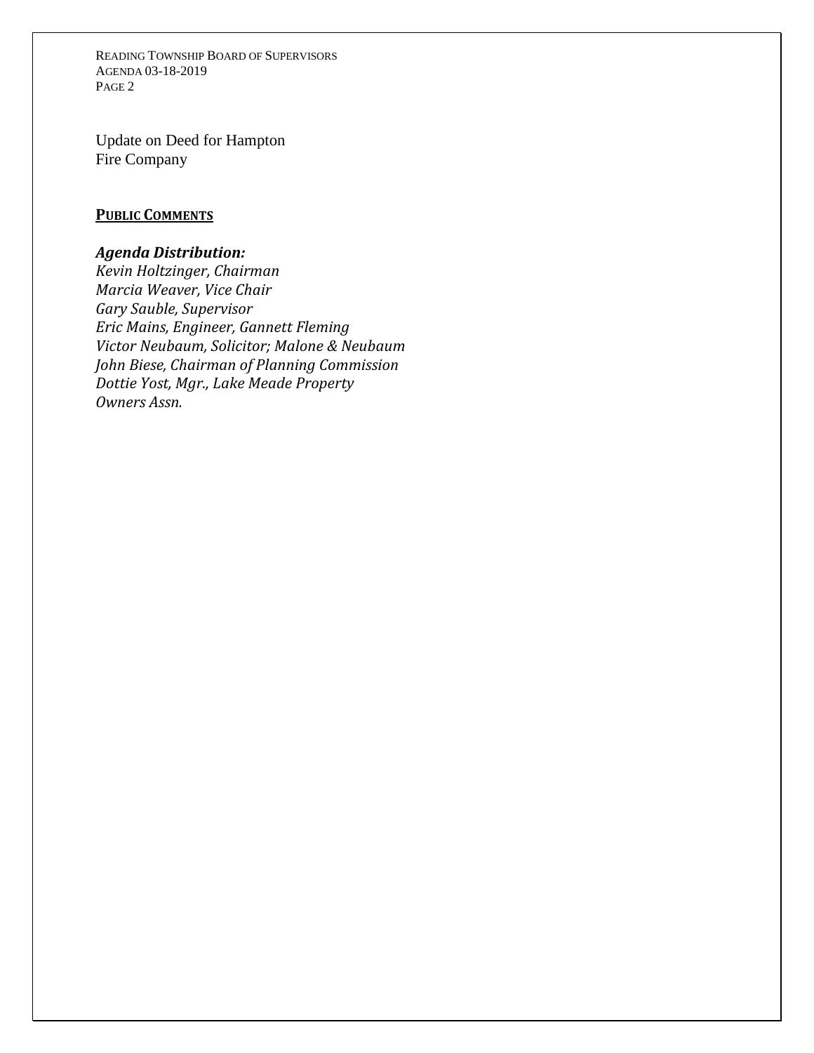Update on Deed for Hampton
Fire Company

**PUBLIC COMMENTS**

***Agenda Distribution:***
*Kevin Holtzinger, Chairman*
*Marcia Weaver, Vice Chair*
*Gary Sauble, Supervisor*
*Eric Mains, Engineer, Gannett Fleming*
*Victor Neubaum, Solicitor; Malone & Neubaum*
*John Biese, Chairman of Planning Commission*
*Dottie Yost, Mgr., Lake Meade Property*
*Owners Assn.*